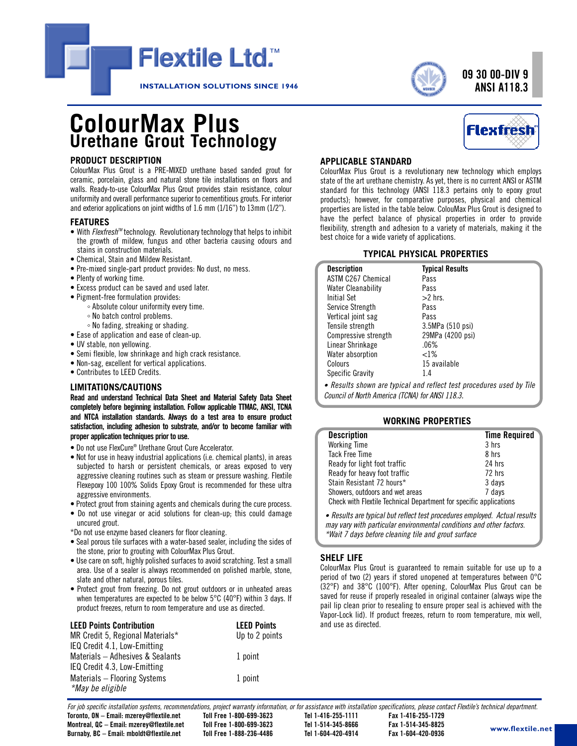Flextile Ltd.™

INSTALLATION SOLUTIONS SINCE 1946

**09 30 00-DIV 9**
**ANSI A118.3**

# ColourMax Plus
## Urethane Grout Technology

Flexfresh™

### PRODUCT DESCRIPTION

ColourMax Plus Grout is a PRE-MIXED urethane based sanded grout for ceramic, porcelain, glass and natural stone tile installations on floors and walls. Ready-to-use ColourMax Plus Grout provides stain resistance, colour uniformity and overall performance superior to cementitious grouts. For interior and exterior applications on joint widths of 1.6 mm (1/16") to 13mm (1/2").

### FEATURES

- With *Flexfresh™* technology. Revolutionary technology that helps to inhibit the growth of mildew, fungus and other bacteria causing odours and stains in construction materials.
- Chemical, Stain and Mildew Resistant.
- Pre-mixed single-part product provides: No dust, no mess.
- Plenty of working time.
- Excess product can be saved and used later.
- Pigment-free formulation provides:
  - Absolute colour uniformity every time.
  - No batch control problems.
  - No fading, streaking or shading.
- Ease of application and ease of clean-up.
- UV stable, non yellowing.
- Semi flexible, low shrinkage and high crack resistance.
- Non-sag, excellent for vertical applications.
- Contributes to LEED Credits.

### LIMITATIONS/CAUTIONS

**Read and understand Technical Data Sheet and Material Safety Data Sheet completely before beginning installation. Follow applicable TTMAC, ANSI, TCNA and NTCA installation standards. Always do a test area to ensure product satisfaction, including adhesion to substrate, and/or to become familiar with proper application techniques prior to use.**

- Do not use FlexCure® Urethane Grout Cure Accelerator.
- Not for use in heavy industrial applications (i.e. chemical plants), in areas subjected to harsh or persistent chemicals, or areas exposed to very aggressive cleaning routines such as steam or pressure washing. Flextile Flexepoxy 100 100% Solids Epoxy Grout is recommended for these ultra aggressive environments.
- Protect grout from staining agents and chemicals during the cure process.
- Do not use vinegar or acid solutions for clean-up; this could damage uncured grout.

*Do not use enzyme based cleaners for floor cleaning.

- Seal porous tile surfaces with a water-based sealer, including the sides of the stone, prior to grouting with ColourMax Plus Grout.
- Use care on soft, highly polished surfaces to avoid scratching. Test a small area. Use of a sealer is always recommended on polished marble, stone, slate and other natural, porous tiles.
- Protect grout from freezing. Do not grout outdoors or in unheated areas when temperatures are expected to be below 5°C (40°F) within 3 days. If product freezes, return to room temperature and use as directed.

| LEED Points Contribution | LEED Points |
|---|---|
| MR Credit 5, Regional Materials* | Up to 2 points |
| IEQ Credit 4.1, Low-Emitting Materials – Adhesives & Sealants | 1 point |
| IEQ Credit 4.3, Low-Emitting Materials – Flooring Systems | 1 point |

*\*May be eligible*

### APPLICABLE STANDARD

ColourMax Plus Grout is a revolutionary new technology which employs state of the art urethane chemistry. As yet, there is no current ANSI or ASTM standard for this technology (ANSI 118.3 pertains only to epoxy grout products); however, for comparative purposes, physical and chemical properties are listed in the table below. ColouMax Plus Grout is designed to have the perfect balance of physical properties in order to provide flexibility, strength and adhesion to a variety of materials, making it the best choice for a wide variety of applications.

#### TYPICAL PHYSICAL PROPERTIES

| Description | Typical Results |
|---|---|
| ASTM C267 Chemical | Pass |
| Water Cleanability | Pass |
| Initial Set | >2 hrs. |
| Service Strength | Pass |
| Vertical joint sag | Pass |
| Tensile strength | 3.5MPa (510 psi) |
| Compressive strength | 29MPa (4200 psi) |
| Linear Shrinkage | .06% |
| Water absorption | <1% |
| Colours | 15 available |
| Specific Gravity | 1.4 |

*• Results shown are typical and reflect test procedures used by Tile Council of North America (TCNA) for ANSI 118.3.*

#### WORKING PROPERTIES

| Description | Time Required |
|---|---|
| Working Time | 3 hrs |
| Tack Free Time | 8 hrs |
| Ready for light foot traffic | 24 hrs |
| Ready for heavy foot traffic | 72 hrs |
| Stain Resistant 72 hours* | 3 days |
| Showers, outdoors and wet areas | 7 days |

Check with Flextile Technical Department for specific applications

*• Results are typical but reflect test procedures employed. Actual results may vary with particular environmental conditions and other factors.*
*\*Wait 7 days before cleaning tile and grout surface*

### SHELF LIFE

ColourMax Plus Grout is guaranteed to remain suitable for use up to a period of two (2) years if stored unopened at temperatures between 0°C (32°F) and 38°C (100°F). After opening, ColourMax Plus Grout can be saved for reuse if properly resealed in original container (always wipe the pail lip clean prior to resealing to ensure proper seal is achieved with the Vapor-Lock lid). If product freezes, return to room temperature, mix well, and use as directed.

*For job specific installation systems, recommendations, project warranty information, or for assistance with installation specifications, please contact Flextile's technical department.*

| | | | |
|---|---|---|---|
| **Toronto, ON – Email: mzerey@flextile.net** | **Toll Free 1-800-699-3623** | **Tel 1-416-255-1111** | **Fax 1-416-255-1729** |
| **Montreal, QC – Email: mzerey@flextile.net** | **Toll Free 1-800-699-3623** | **Tel 1-514-345-8666** | **Fax 1-514-345-8825** |
| **Burnaby, BC – Email: mboldt@flextile.net** | **Toll Free 1-888-236-4486** | **Tel 1-604-420-4914** | **Fax 1-604-420-0936** |

**www.flextile.net**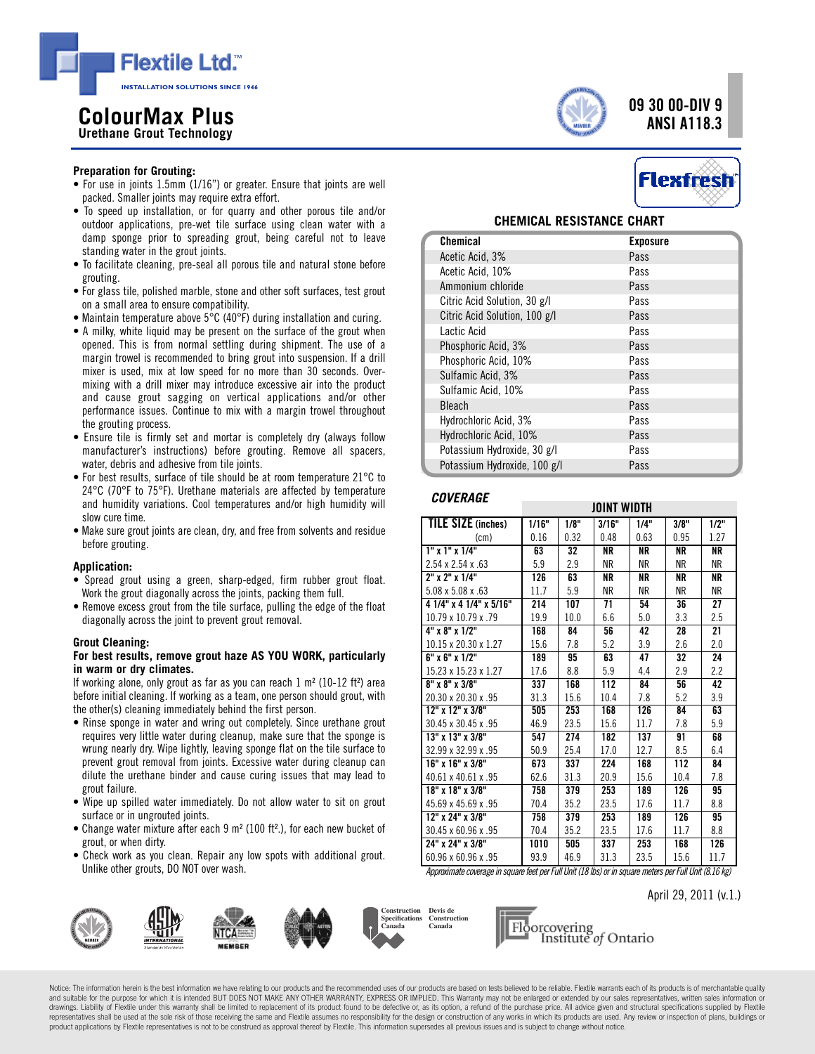Flextile Ltd.™
INSTALLATION SOLUTIONS SINCE 1946

# ColourMax Plus
**Urethane Grout Technology**

**09 30 00-DIV 9**
**ANSI A118.3**

### Preparation for Grouting:

- For use in joints 1.5mm (1/16") or greater. Ensure that joints are well packed. Smaller joints may require extra effort.
- To speed up installation, or for quarry and other porous tile and/or outdoor applications, pre-wet tile surface using clean water with a damp sponge prior to spreading grout, being careful not to leave standing water in the grout joints.
- To facilitate cleaning, pre-seal all porous tile and natural stone before grouting.
- For glass tile, polished marble, stone and other soft surfaces, test grout on a small area to ensure compatibility.
- Maintain temperature above 5°C (40°F) during installation and curing.
- A milky, white liquid may be present on the surface of the grout when opened. This is from normal settling during shipment. The use of a margin trowel is recommended to bring grout into suspension. If a drill mixer is used, mix at low speed for no more than 30 seconds. Over-mixing with a drill mixer may introduce excessive air into the product and cause grout sagging on vertical applications and/or other performance issues. Continue to mix with a margin trowel throughout the grouting process.
- Ensure tile is firmly set and mortar is completely dry (always follow manufacturer's instructions) before grouting. Remove all spacers, water, debris and adhesive from tile joints.
- For best results, surface of tile should be at room temperature 21°C to 24°C (70°F to 75°F). Urethane materials are affected by temperature and humidity variations. Cool temperatures and/or high humidity will slow cure time.
- Make sure grout joints are clean, dry, and free from solvents and residue before grouting.

### Application:

- Spread grout using a green, sharp-edged, firm rubber grout float. Work the grout diagonally across the joints, packing them full.
- Remove excess grout from the tile surface, pulling the edge of the float diagonally across the joint to prevent grout removal.

### Grout Cleaning:

**For best results, remove grout haze AS YOU WORK, particularly in warm or dry climates.**

If working alone, only grout as far as you can reach 1 m² (10-12 ft²) area before initial cleaning. If working as a team, one person should grout, with the other(s) cleaning immediately behind the first person.

- Rinse sponge in water and wring out completely. Since urethane grout requires very little water during cleanup, make sure that the sponge is wrung nearly dry. Wipe lightly, leaving sponge flat on the tile surface to prevent grout removal from joints. Excessive water during cleanup can dilute the urethane binder and cause curing issues that may lead to grout failure.
- Wipe up spilled water immediately. Do not allow water to sit on grout surface or in ungrouted joints.
- Change water mixture after each 9 m² (100 ft².), for each new bucket of grout, or when dirty.
- Check work as you clean. Repair any low spots with additional grout. Unlike other grouts, DO NOT over wash.

Flexfresh™

### CHEMICAL RESISTANCE CHART

| Chemical | Exposure |
|---|---|
| Acetic Acid, 3% | Pass |
| Acetic Acid, 10% | Pass |
| Ammonium chloride | Pass |
| Citric Acid Solution, 30 g/l | Pass |
| Citric Acid Solution, 100 g/l | Pass |
| Lactic Acid | Pass |
| Phosphoric Acid, 3% | Pass |
| Phosphoric Acid, 10% | Pass |
| Sulfamic Acid, 3% | Pass |
| Sulfamic Acid, 10% | Pass |
| Bleach | Pass |
| Hydrochloric Acid, 3% | Pass |
| Hydrochloric Acid, 10% | Pass |
| Potassium Hydroxide, 30 g/l | Pass |
| Potassium Hydroxide, 100 g/l | Pass |

### *COVERAGE*

| | JOINT WIDTH | | | | | |
|---|---|---|---|---|---|---|
| **TILE SIZE (inches)** | **1/16"** | **1/8"** | **3/16"** | **1/4"** | **3/8"** | **1/2"** |
| (cm) | 0.16 | 0.32 | 0.48 | 0.63 | 0.95 | 1.27 |
| **1" x 1" x 1/4"** | **63** | **32** | **NR** | **NR** | **NR** | **NR** |
| 2.54 x 2.54 x .63 | 5.9 | 2.9 | NR | NR | NR | NR |
| **2" x 2" x 1/4"** | **126** | **63** | **NR** | **NR** | **NR** | **NR** |
| 5.08 x 5.08 x .63 | 11.7 | 5.9 | NR | NR | NR | NR |
| **4 1/4" x 4 1/4" x 5/16"** | **214** | **107** | **71** | **54** | **36** | **27** |
| 10.79 x 10.79 x .79 | 19.9 | 10.0 | 6.6 | 5.0 | 3.3 | 2.5 |
| **4" x 8" x 1/2"** | **168** | **84** | **56** | **42** | **28** | **21** |
| 10.15 x 20.30 x 1.27 | 15.6 | 7.8 | 5.2 | 3.9 | 2.6 | 2.0 |
| **6" x 6" x 1/2"** | **189** | **95** | **63** | **47** | **32** | **24** |
| 15.23 x 15.23 x 1.27 | 17.6 | 8.8 | 5.9 | 4.4 | 2.9 | 2.2 |
| **8" x 8" x 3/8"** | **337** | **168** | **112** | **84** | **56** | **42** |
| 20.30 x 20.30 x .95 | 31.3 | 15.6 | 10.4 | 7.8 | 5.2 | 3.9 |
| **12" x 12" x 3/8"** | **505** | **253** | **168** | **126** | **84** | **63** |
| 30.45 x 30.45 x .95 | 46.9 | 23.5 | 15.6 | 11.7 | 7.8 | 5.9 |
| **13" x 13" x 3/8"** | **547** | **274** | **182** | **137** | **91** | **68** |
| 32.99 x 32.99 x .95 | 50.9 | 25.4 | 17.0 | 12.7 | 8.5 | 6.4 |
| **16" x 16" x 3/8"** | **673** | **337** | **224** | **168** | **112** | **84** |
| 40.61 x 40.61 x .95 | 62.6 | 31.3 | 20.9 | 15.6 | 10.4 | 7.8 |
| **18" x 18" x 3/8"** | **758** | **379** | **253** | **189** | **126** | **95** |
| 45.69 x 45.69 x .95 | 70.4 | 35.2 | 23.5 | 17.6 | 11.7 | 8.8 |
| **12" x 24" x 3/8"** | **758** | **379** | **253** | **189** | **126** | **95** |
| 30.45 x 60.96 x .95 | 70.4 | 35.2 | 23.5 | 17.6 | 11.7 | 8.8 |
| **24" x 24" x 3/8"** | **1010** | **505** | **337** | **253** | **168** | **126** |
| 60.96 x 60.96 x .95 | 93.9 | 46.9 | 31.3 | 23.5 | 15.6 | 11.7 |

*Approximate coverage in square feet per Full Unit (18 lbs) or in square meters per Full Unit (8.16 kg)*

April 29, 2011 (v.1.)

Notice: The information herein is the best information we have relating to our products and the recommended uses of our products are based on tests believed to be reliable. Flextile warrants each of its products is of merchantable quality and suitable for the purpose for which it is intended BUT DOES NOT MAKE ANY OTHER WARRANTY, EXPRESS OR IMPLIED. This Warranty may not be enlarged or extended by our sales representatives, written sales information or drawings. Liability of Flextile under this warranty shall be limited to replacement of its product found to be defective or, as its option, a refund of the purchase price. All advice given and structural specifications supplied by Flextile representatives shall be used at the sole risk of those receiving the same and Flextile assumes no responsibility for the design or construction of any works in which its products are used. Any review or inspection of plans, buildings or product applications by Flextile representatives is not to be construed as approval thereof by Flextile. This information supersedes all previous issues and is subject to change without notice.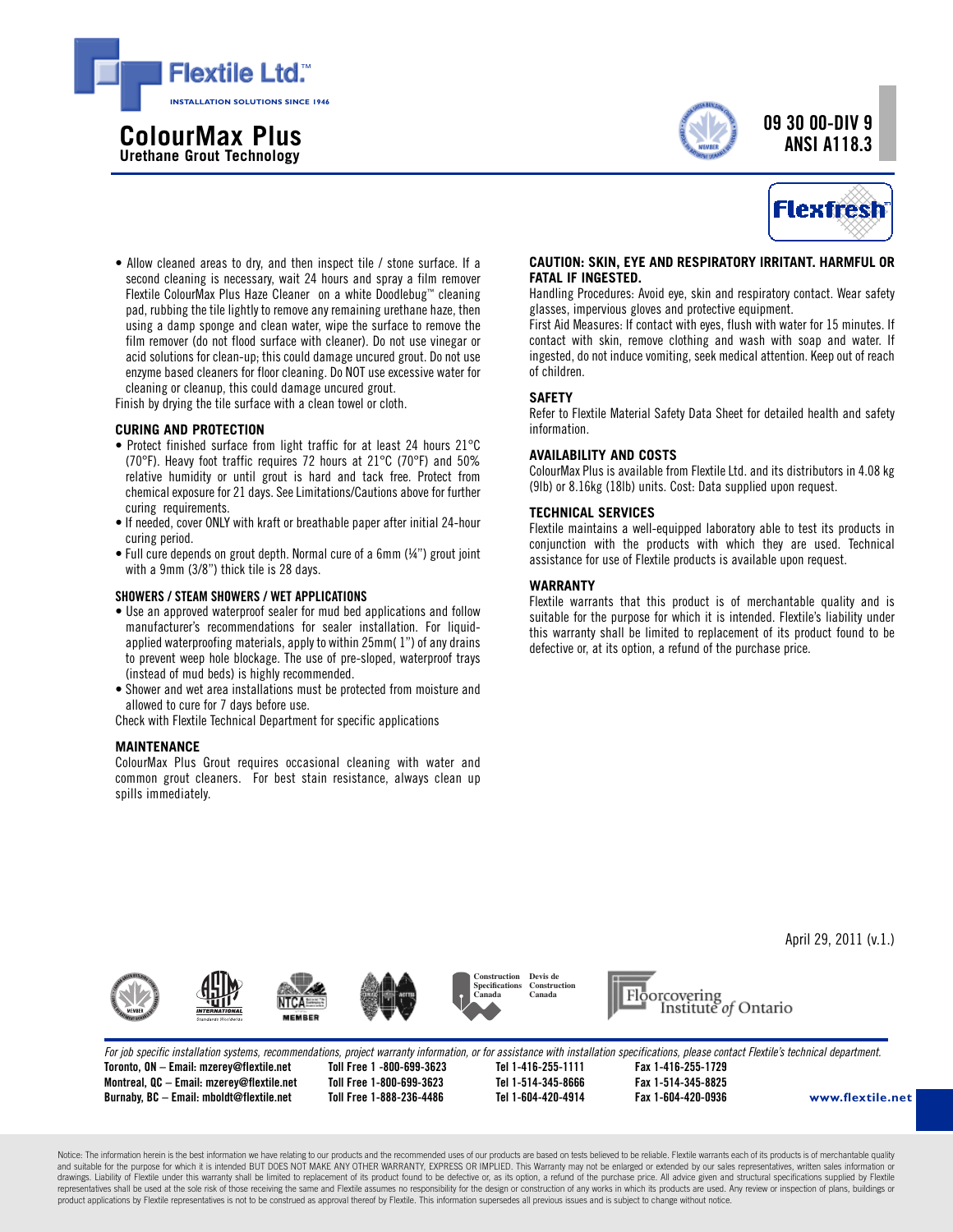# ColourMax Plus

**Urethane Grout Technology**

**09 30 00-DIV 9**
**ANSI A118.3**

- Allow cleaned areas to dry, and then inspect tile / stone surface. If a second cleaning is necessary, wait 24 hours and spray a film remover Flextile ColourMax Plus Haze Cleaner on a white Doodlebug™ cleaning pad, rubbing the tile lightly to remove any remaining urethane haze, then using a damp sponge and clean water, wipe the surface to remove the film remover (do not flood surface with cleaner). Do not use vinegar or acid solutions for clean-up; this could damage uncured grout. Do not use enzyme based cleaners for floor cleaning. Do NOT use excessive water for cleaning or cleanup, this could damage uncured grout.

Finish by drying the tile surface with a clean towel or cloth.

### CURING AND PROTECTION

- Protect finished surface from light traffic for at least 24 hours 21°C (70°F). Heavy foot traffic requires 72 hours at 21°C (70°F) and 50% relative humidity or until grout is hard and tack free. Protect from chemical exposure for 21 days. See Limitations/Cautions above for further curing requirements.
- If needed, cover ONLY with kraft or breathable paper after initial 24-hour curing period.
- Full cure depends on grout depth. Normal cure of a 6mm (¼") grout joint with a 9mm (3/8") thick tile is 28 days.

### SHOWERS / STEAM SHOWERS / WET APPLICATIONS

- Use an approved waterproof sealer for mud bed applications and follow manufacturer's recommendations for sealer installation. For liquid-applied waterproofing materials, apply to within 25mm( 1") of any drains to prevent weep hole blockage. The use of pre-sloped, waterproof trays (instead of mud beds) is highly recommended.
- Shower and wet area installations must be protected from moisture and allowed to cure for 7 days before use.

Check with Flextile Technical Department for specific applications

### MAINTENANCE

ColourMax Plus Grout requires occasional cleaning with water and common grout cleaners. For best stain resistance, always clean up spills immediately.

### CAUTION: SKIN, EYE AND RESPIRATORY IRRITANT. HARMFUL OR FATAL IF INGESTED.

Handling Procedures: Avoid eye, skin and respiratory contact. Wear safety glasses, impervious gloves and protective equipment.

First Aid Measures: If contact with eyes, flush with water for 15 minutes. If contact with skin, remove clothing and wash with soap and water. If ingested, do not induce vomiting, seek medical attention. Keep out of reach of children.

### SAFETY

Refer to Flextile Material Safety Data Sheet for detailed health and safety information.

### AVAILABILITY AND COSTS

ColourMax Plus is available from Flextile Ltd. and its distributors in 4.08 kg (9lb) or 8.16kg (18lb) units. Cost: Data supplied upon request.

### TECHNICAL SERVICES

Flextile maintains a well-equipped laboratory able to test its products in conjunction with the products with which they are used. Technical assistance for use of Flextile products is available upon request.

### WARRANTY

Flextile warrants that this product is of merchantable quality and is suitable for the purpose for which it is intended. Flextile's liability under this warranty shall be limited to replacement of its product found to be defective or, at its option, a refund of the purchase price.

April 29, 2011 (v.1.)

*For job specific installation systems, recommendations, project warranty information, or for assistance with installation specifications, please contact Flextile's technical department.*

| | | | |
|---|---|---|---|
| **Toronto, ON – Email: mzerey@flextile.net** | **Toll Free 1 -800-699-3623** | **Tel 1-416-255-1111** | **Fax 1-416-255-1729** |
| **Montreal, QC – Email: mzerey@flextile.net** | **Toll Free 1-800-699-3623** | **Tel 1-514-345-8666** | **Fax 1-514-345-8825** |
| **Burnaby, BC – Email: mboldt@flextile.net** | **Toll Free 1-888-236-4486** | **Tel 1-604-420-4914** | **Fax 1-604-420-0936** |

**www.flextile.net**

Notice: The information herein is the best information we have relating to our products and the recommended uses of our products are based on tests believed to be reliable. Flextile warrants each of its products is of merchantable quality and suitable for the purpose for which it is intended BUT DOES NOT MAKE ANY OTHER WARRANTY, EXPRESS OR IMPLIED. This Warranty may not be enlarged or extended by our sales representatives, written sales information or drawings. Liability of Flextile under this warranty shall be limited to replacement of its product found to be defective or, as its option, a refund of the purchase price. All advice given and structural specifications supplied by Flextile representatives shall be used at the sole risk of those receiving the same and Flextile assumes no responsibility for the design or construction of any works in which its products are used. Any review or inspection of plans, buildings or product applications by Flextile representatives is not to be construed as approval thereof by Flextile. This information supersedes all previous issues and is subject to change without notice.